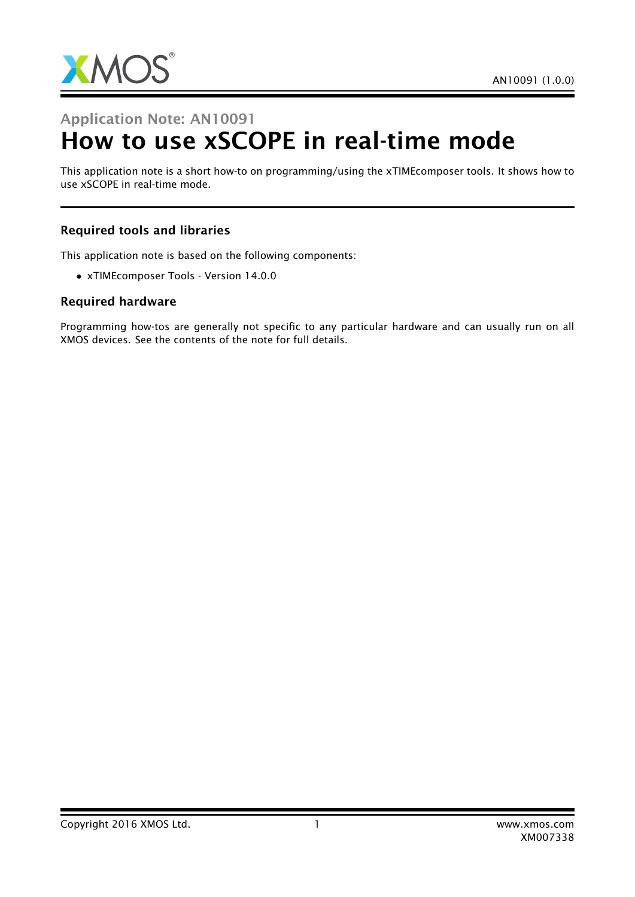Application Note: AN10091

# How to use xSCOPE in real-time mode

This application note is a short how-to on programming/using the xTIMEcomposer tools. It shows how to use xSCOPE in real-time mode.

### Required tools and libraries

This application note is based on the following components:

- xTIMEcomposer Tools - Version 14.0.0

### Required hardware

Programming how-tos are generally not specific to any particular hardware and can usually run on all XMOS devices. See the contents of the note for full details.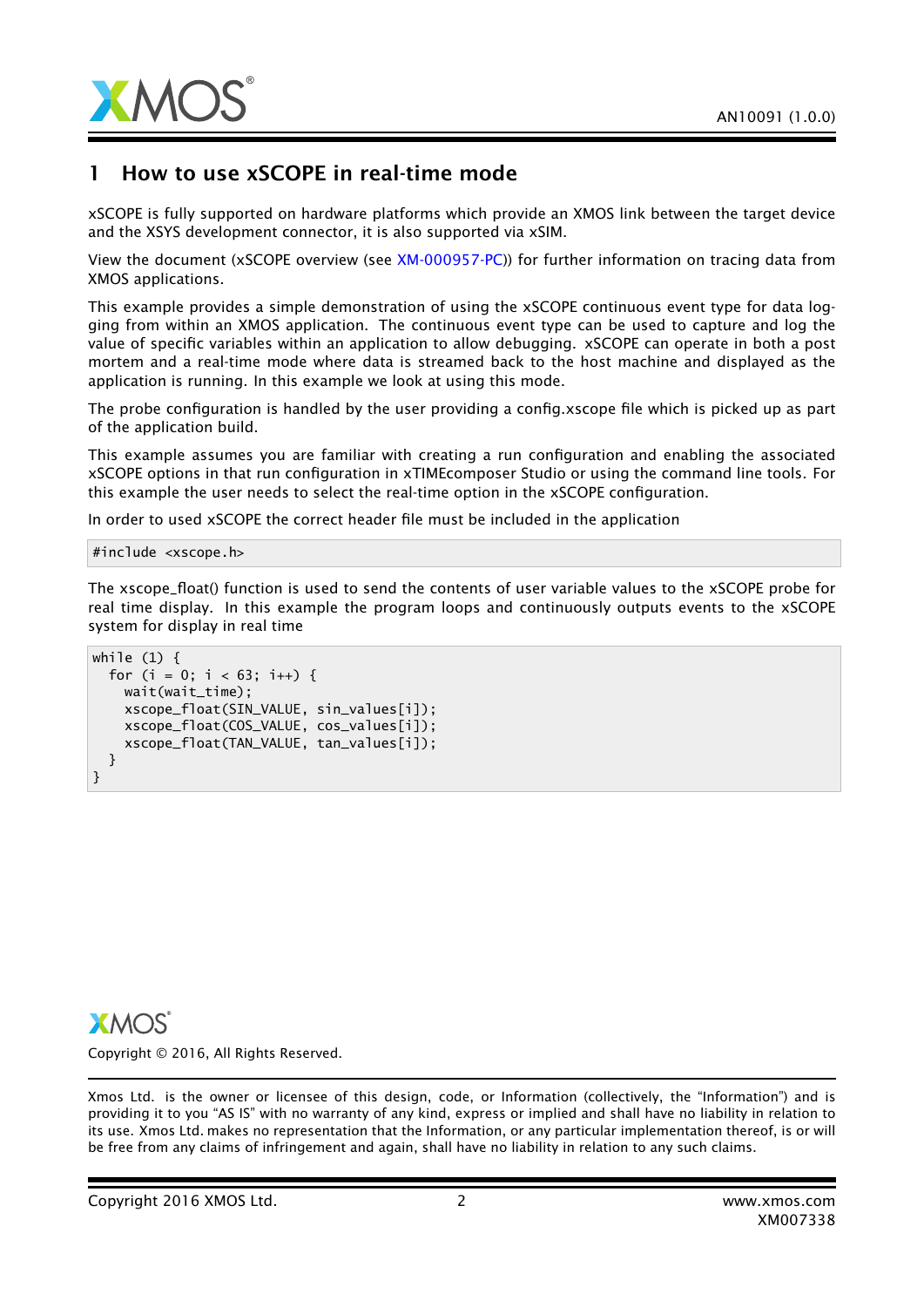# 1 How to use xSCOPE in real-time mode

xSCOPE is fully supported on hardware platforms which provide an XMOS link between the target device and the XSYS development connector, it is also supported via xSIM.

View the document (xSCOPE overview (see XM-000957-PC)) for further information on tracing data from XMOS applications.

This example provides a simple demonstration of using the xSCOPE continuous event type for data logging from within an XMOS application. The continuous event type can be used to capture and log the value of specific variables within an application to allow debugging. xSCOPE can operate in both a post mortem and a real-time mode where data is streamed back to the host machine and displayed as the application is running. In this example we look at using this mode.

The probe configuration is handled by the user providing a config.xscope file which is picked up as part of the application build.

This example assumes you are familiar with creating a run configuration and enabling the associated xSCOPE options in that run configuration in xTIMEcomposer Studio or using the command line tools. For this example the user needs to select the real-time option in the xSCOPE configuration.

In order to used xSCOPE the correct header file must be included in the application

```
#include <xscope.h>
```

The xscope_float() function is used to send the contents of user variable values to the xSCOPE probe for real time display. In this example the program loops and continuously outputs events to the xSCOPE system for display in real time

```
while (1) {
  for (i = 0; i < 63; i++) {
    wait(wait_time);
    xscope_float(SIN_VALUE, sin_values[i]);
    xscope_float(COS_VALUE, cos_values[i]);
    xscope_float(TAN_VALUE, tan_values[i]);
  }
}
```

Copyright © 2016, All Rights Reserved.

Xmos Ltd. is the owner or licensee of this design, code, or Information (collectively, the "Information") and is providing it to you "AS IS" with no warranty of any kind, express or implied and shall have no liability in relation to its use. Xmos Ltd. makes no representation that the Information, or any particular implementation thereof, is or will be free from any claims of infringement and again, shall have no liability in relation to any such claims.